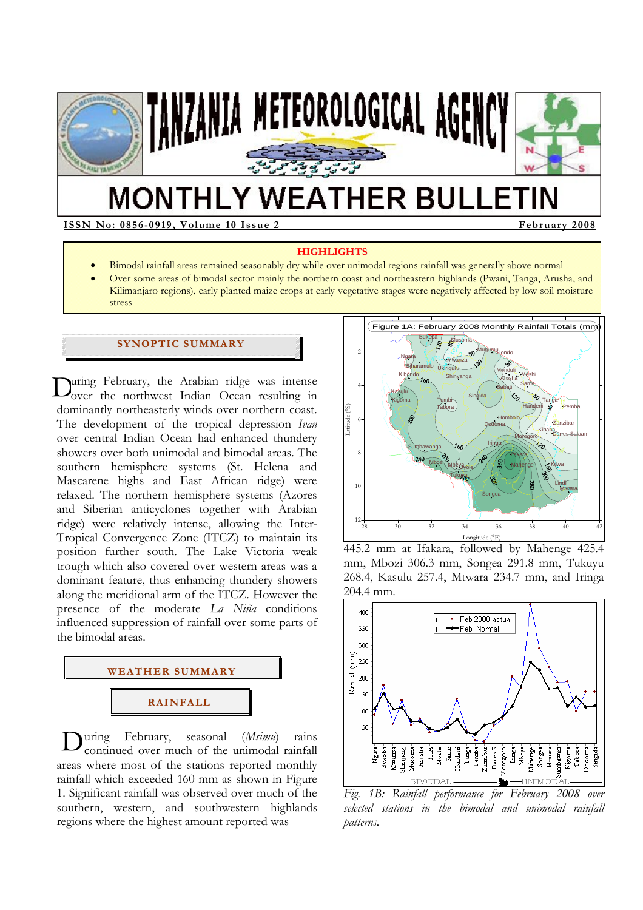# TANZANIA METEOROLOGICAL AGENCY

# MONTHLY WEATHER BULLETIN

**ISSN No: 0856-0919, Volume 10 Issue 2** **February 2008**

**HIGHLIGHTS**

- Bimodal rainfall areas remained seasonably dry while over unimodal regions rainfall was generally above normal
- Over some areas of bimodal sector mainly the northern coast and northeastern highlands (Pwani, Tanga, Arusha, and Kilimanjaro regions), early planted maize crops at early vegetative stages were negatively affected by low soil moisture stress

## SYNOPTIC SUMMARY

During February, the Arabian ridge was intense over the northwest Indian Ocean resulting in dominantly northeasterly winds over northern coast. The development of the tropical depression *Ivan* over central Indian Ocean had enhanced thundery showers over both unimodal and bimodal areas. The southern hemisphere systems (St. Helena and Mascarene highs and East African ridge) were relaxed. The northern hemisphere systems (Azores and Siberian anticyclones together with Arabian ridge) were relatively intense, allowing the Inter-Tropical Convergence Zone (ITCZ) to maintain its position further south. The Lake Victoria weak trough which also covered over western areas was a dominant feature, thus enhancing thundery showers along the meridional arm of the ITCZ. However the presence of the moderate *La Niña* conditions influenced suppression of rainfall over some parts of the bimodal areas.

## WEATHER SUMMARY

### RAINFALL

During February, seasonal (*Msimu*) rains continued over much of the unimodal rainfall areas where most of the stations reported monthly rainfall which exceeded 160 mm as shown in Figure 1. Significant rainfall was observed over much of the southern, western, and southwestern highlands regions where the highest amount reported was 445.2 mm at Ifakara, followed by Mahenge 425.4 mm, Mbozi 306.3 mm, Songea 291.8 mm, Tukuyu 268.4, Kasulu 257.4, Mtwara 234.7 mm, and Iringa 204.4 mm.

Figure 1A: February 2008 Monthly Rainfall Totals (mm)

*Fig. 1B: Rainfall performance for February 2008 over selected stations in the bimodal and unimodal rainfall patterns.*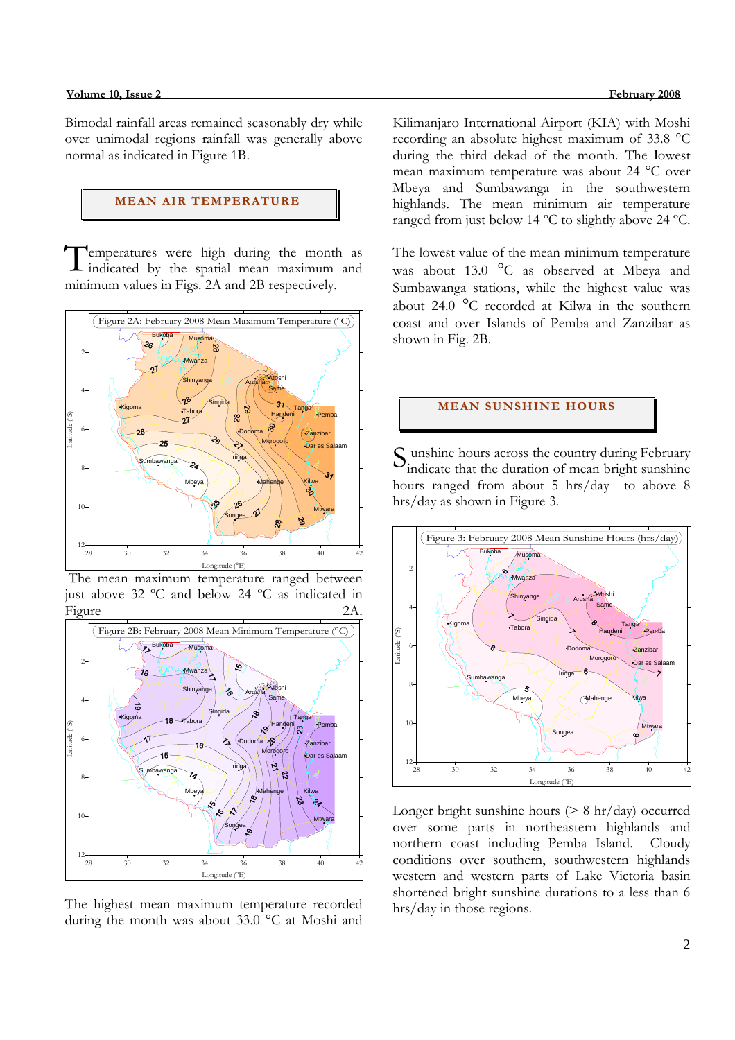Bimodal rainfall areas remained seasonally dry while over unimodal regions rainfall was generally above normal as indicated in Figure 1B.

## MEAN AIR TEMPERATURE

Temperatures were high during the month as indicated by the spatial mean maximum and minimum values in Figs. 2A and 2B respectively.

Figure 2A: February 2008 Mean Maximum Temperature (°C)

The mean maximum temperature ranged between just above 32 ºC and below 24 ºC as indicated in Figure 2A.

Figure 2B: February 2008 Mean Minimum Temperature (°C)

The highest mean maximum temperature recorded during the month was about 33.0 °C at Moshi and Kilimanjaro International Airport (KIA) with Moshi recording an absolute highest maximum of 33.8 °C during the third dekad of the month. The lowest mean maximum temperature was about 24 °C over Mbeya and Sumbawanga in the southwestern highlands. The mean minimum air temperature ranged from just below 14 ºC to slightly above 24 ºC.

The lowest value of the mean minimum temperature was about 13.0 °C as observed at Mbeya and Sumbawanga stations, while the highest value was about 24.0 °C recorded at Kilwa in the southern coast and over Islands of Pemba and Zanzibar as shown in Fig. 2B.

## MEAN SUNSHINE HOURS

Sunshine hours across the country during February indicate that the duration of mean bright sunshine hours ranged from about 5 hrs/day to above 8 hrs/day as shown in Figure 3.

Figure 3: February 2008 Mean Sunshine Hours (hrs/day)

Longer bright sunshine hours (> 8 hr/day) occurred over some parts in northeastern highlands and northern coast including Pemba Island. Cloudy conditions over southern, southwestern highlands western and western parts of Lake Victoria basin shortened bright sunshine durations to a less than 6 hrs/day in those regions.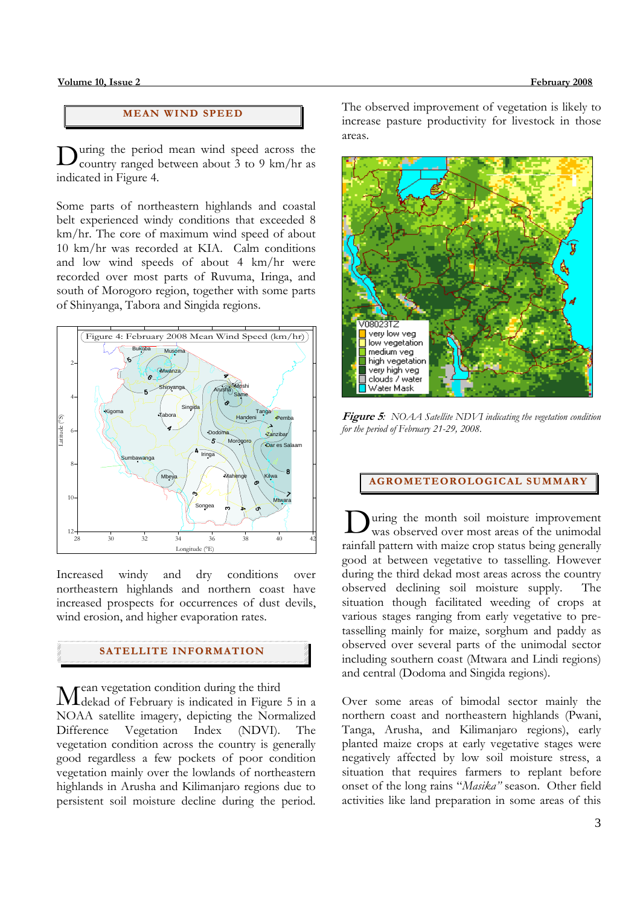## MEAN WIND SPEED

During the period mean wind speed across the country ranged between about 3 to 9 km/hr as indicated in Figure 4.

Some parts of northeastern highlands and coastal belt experienced windy conditions that exceeded 8 km/hr. The core of maximum wind speed of about 10 km/hr was recorded at KIA. Calm conditions and low wind speeds of about 4 km/hr were recorded over most parts of Ruvuma, Iringa, and south of Morogoro region, together with some parts of Shinyanga, Tabora and Singida regions.

Figure 4: February 2008 Mean Wind Speed (km/hr)

Increased windy and dry conditions over northeastern highlands and northern coast have increased prospects for occurrences of dust devils, wind erosion, and higher evaporation rates.

## SATELLITE INFORMATION

Mean vegetation condition during the third dekad of February is indicated in Figure 5 in a NOAA satellite imagery, depicting the Normalized Difference Vegetation Index (NDVI). The vegetation condition across the country is generally good regardless a few pockets of poor condition vegetation mainly over the lowlands of northeastern highlands in Arusha and Kilimanjaro regions due to persistent soil moisture decline during the period. The observed improvement of vegetation is likely to increase pasture productivity for livestock in those areas.

***Figure 5**: NOAA Satellite NDVI indicating the vegetation condition for the period of February 21-29, 2008.*

## AGROMETEOROLOGICAL SUMMARY

During the month soil moisture improvement was observed over most areas of the unimodal rainfall pattern with maize crop status being generally good at between vegetative to tasselling. However during the third dekad most areas across the country observed declining soil moisture supply. The situation though facilitated weeding of crops at various stages ranging from early vegetative to pre-tasselling mainly for maize, sorghum and paddy as observed over several parts of the unimodal sector including southern coast (Mtwara and Lindi regions) and central (Dodoma and Singida regions).

Over some areas of bimodal sector mainly the northern coast and northeastern highlands (Pwani, Tanga, Arusha, and Kilimanjaro regions), early planted maize crops at early vegetative stages were negatively affected by low soil moisture stress, a situation that requires farmers to replant before onset of the long rains "*Masika"* season. Other field activities like land preparation in some areas of this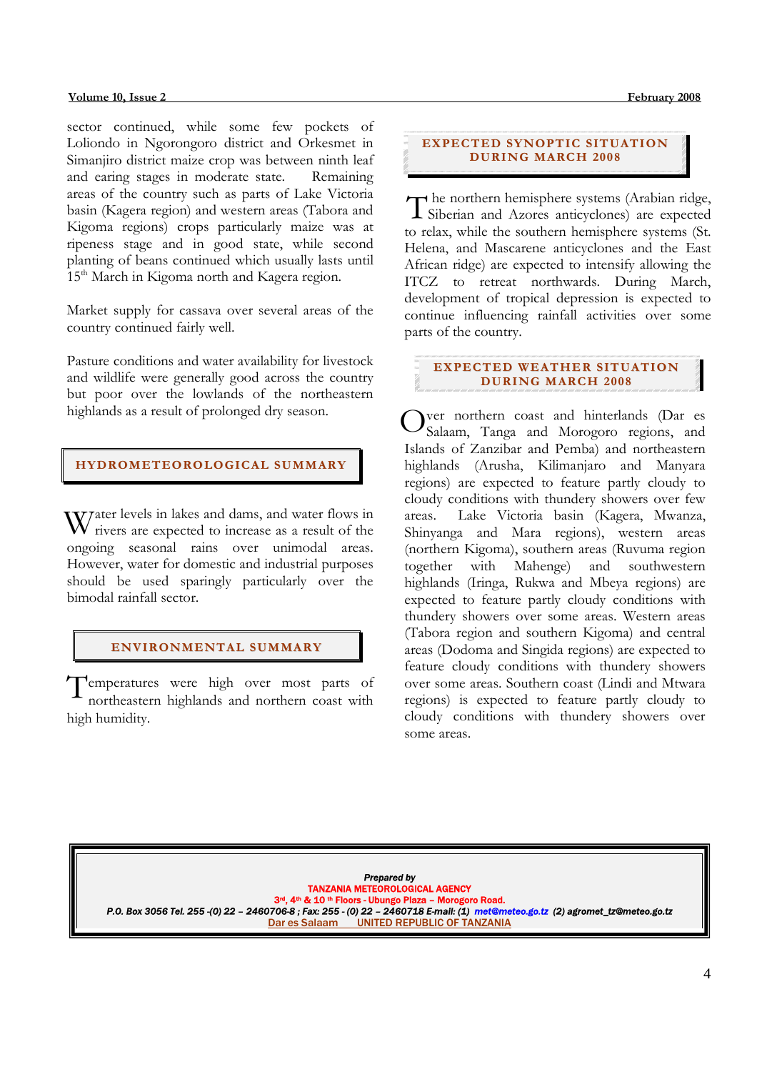sector continued, while some few pockets of Loliondo in Ngorongoro district and Orkesmet in Simanjiro district maize crop was between ninth leaf and earing stages in moderate state. Remaining areas of the country such as parts of Lake Victoria basin (Kagera region) and western areas (Tabora and Kigoma regions) crops particularly maize was at ripeness stage and in good state, while second planting of beans continued which usually lasts until 15th March in Kigoma north and Kagera region.

Market supply for cassava over several areas of the country continued fairly well.

Pasture conditions and water availability for livestock and wildlife were generally good across the country but poor over the lowlands of the northeastern highlands as a result of prolonged dry season.

## HYDROMETEOROLOGICAL SUMMARY

Water levels in lakes and dams, and water flows in rivers are expected to increase as a result of the ongoing seasonal rains over unimodal areas. However, water for domestic and industrial purposes should be used sparingly particularly over the bimodal rainfall sector.

## ENVIRONMENTAL SUMMARY

Temperatures were high over most parts of northeastern highlands and northern coast with high humidity.

## EXPECTED SYNOPTIC SITUATION DURING MARCH 2008

The northern hemisphere systems (Arabian ridge, Siberian and Azores anticyclones) are expected to relax, while the southern hemisphere systems (St. Helena, and Mascarene anticyclones and the East African ridge) are expected to intensify allowing the ITCZ to retreat northwards. During March, development of tropical depression is expected to continue influencing rainfall activities over some parts of the country.

## EXPECTED WEATHER SITUATION DURING MARCH 2008

Over northern coast and hinterlands (Dar es Salaam, Tanga and Morogoro regions, and Islands of Zanzibar and Pemba) and northeastern highlands (Arusha, Kilimanjaro and Manyara regions) are expected to feature partly cloudy to cloudy conditions with thundery showers over few areas. Lake Victoria basin (Kagera, Mwanza, Shinyanga and Mara regions), western areas (northern Kigoma), southern areas (Ruvuma region together with Mahenge) and southwestern highlands (Iringa, Rukwa and Mbeya regions) are expected to feature partly cloudy conditions with thundery showers over some areas. Western areas (Tabora region and southern Kigoma) and central areas (Dodoma and Singida regions) are expected to feature cloudy conditions with thundery showers over some areas. Southern coast (Lindi and Mtwara regions) is expected to feature partly cloudy to cloudy conditions with thundery showers over some areas.

***Prepared by***
**TANZANIA METEOROLOGICAL AGENCY**
**3rd, 4th & 10th Floors - Ubungo Plaza – Morogoro Road.**
***P.O. Box 3056 Tel. 255 -(0) 22 – 2460706-8 ; Fax: 255 - (0) 22 – 2460718 E-mail: (1) met@meteo.go.tz (2) agromet_tz@meteo.go.tz***
Dar es Salaam UNITED REPUBLIC OF TANZANIA